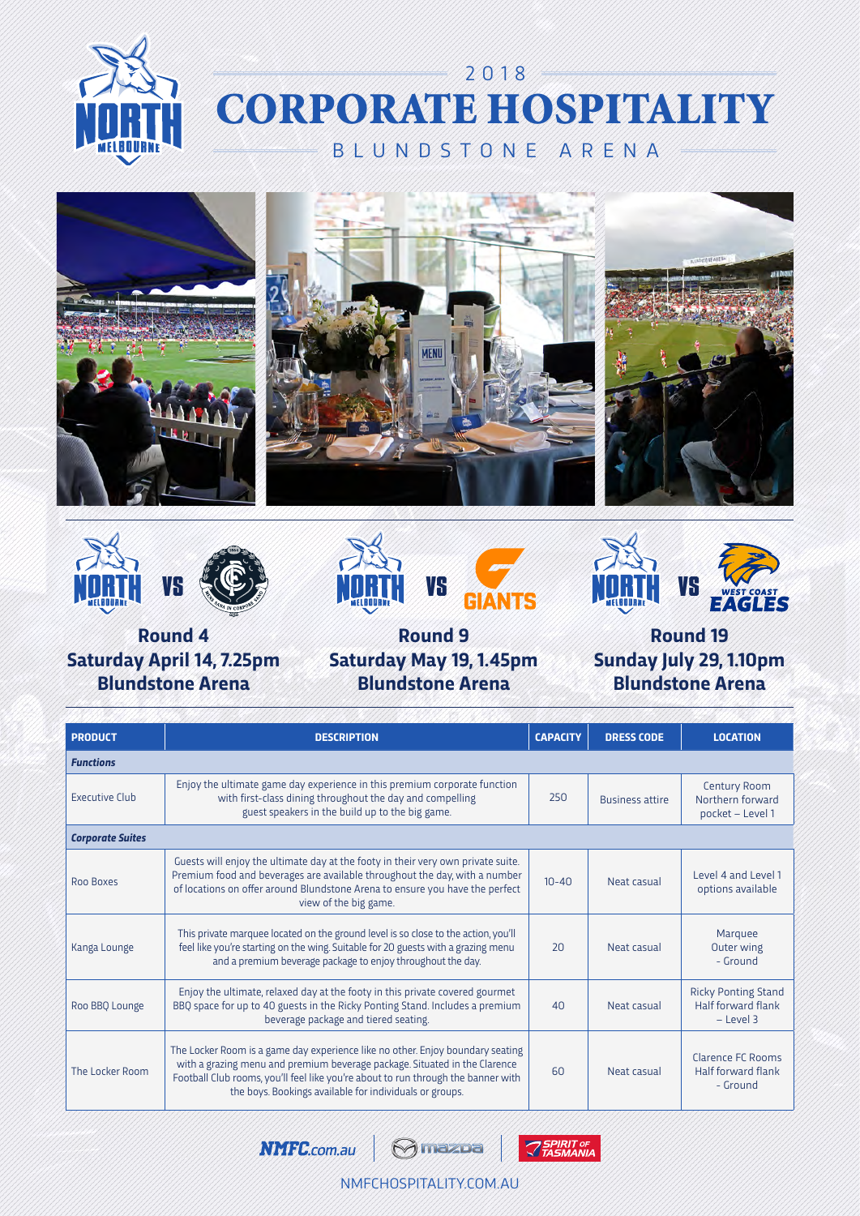# 2018 CORPORATE HOSPITALITY

## BLUNDSTONE ARENA

NORTH MELBOURNE VS CARLTON

**Round 4**
**Saturday April 14, 7.25pm**
**Blundstone Arena**

NORTH MELBOURNE VS GIANTS

**Round 9**
**Saturday May 19, 1.45pm**
**Blundstone Arena**

NORTH MELBOURNE VS WEST COAST EAGLES

**Round 19**
**Sunday July 29, 1.10pm**
**Blundstone Arena**

| PRODUCT | DESCRIPTION | CAPACITY | DRESS CODE | LOCATION |
|---|---|---|---|---|
| ***Functions*** | | | | |
| Executive Club | Enjoy the ultimate game day experience in this premium corporate function with first-class dining throughout the day and compelling guest speakers in the build up to the big game. | 250 | Business attire | Century Room Northern forward pocket – Level 1 |
| ***Corporate Suites*** | | | | |
| Roo Boxes | Guests will enjoy the ultimate day at the footy in their very own private suite. Premium food and beverages are available throughout the day, with a number of locations on offer around Blundstone Arena to ensure you have the perfect view of the big game. | 10-40 | Neat casual | Level 4 and Level 1 options available |
| Kanga Lounge | This private marquee located on the ground level is so close to the action, you'll feel like you're starting on the wing. Suitable for 20 guests with a grazing menu and a premium beverage package to enjoy throughout the day. | 20 | Neat casual | Marquee Outer wing - Ground |
| Roo BBQ Lounge | Enjoy the ultimate, relaxed day at the footy in this private covered gourmet BBQ space for up to 40 guests in the Ricky Ponting Stand. Includes a premium beverage package and tiered seating. | 40 | Neat casual | Ricky Ponting Stand Half forward flank – Level 3 |
| The Locker Room | The Locker Room is a game day experience like no other. Enjoy boundary seating with a grazing menu and premium beverage package. Situated in the Clarence Football Club rooms, you'll feel like you're about to run through the banner with the boys. Bookings available for individuals or groups. | 60 | Neat casual | Clarence FC Rooms Half forward flank - Ground |

NMFC.com.au | mazda | SPIRIT OF TASMANIA

NMFCHOSPITALITY.COM.AU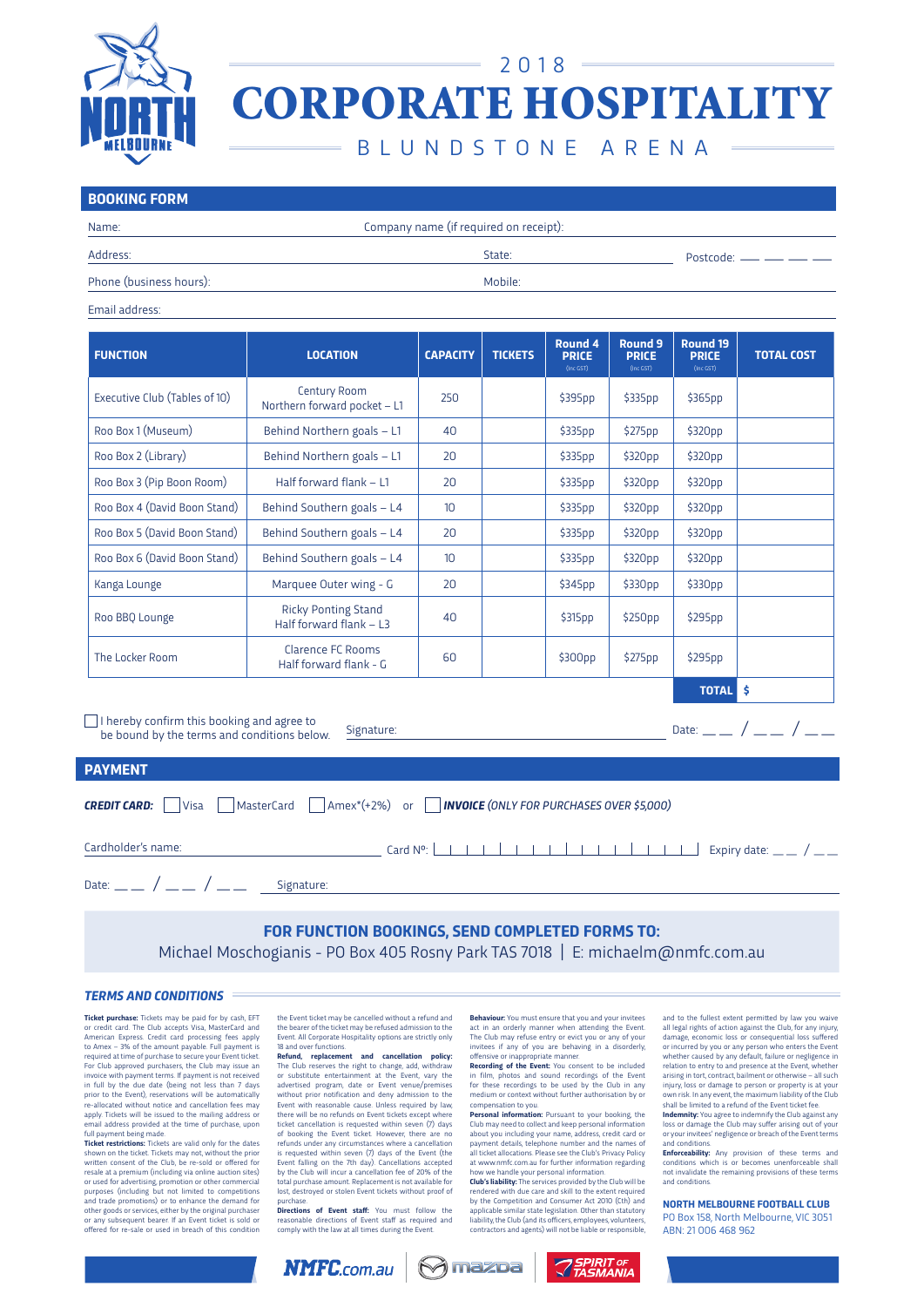# 2018 CORPORATE HOSPITALITY

BLUNDSTONE ARENA

## BOOKING FORM

Name: Company name (if required on receipt):

Address: State: Postcode: __ __ __ __

Phone (business hours): Mobile:

Email address:

| FUNCTION | LOCATION | CAPACITY | TICKETS | Round 4 PRICE (inc GST) | Round 9 PRICE (inc GST) | Round 19 PRICE (inc GST) | TOTAL COST |
|---|---|---|---|---|---|---|---|
| Executive Club (Tables of 10) | Century Room Northern forward pocket – L1 | 250 | | $395pp | $335pp | $365pp | |
| Roo Box 1 (Museum) | Behind Northern goals – L1 | 40 | | $335pp | $275pp | $320pp | |
| Roo Box 2 (Library) | Behind Northern goals – L1 | 20 | | $335pp | $320pp | $320pp | |
| Roo Box 3 (Pip Boon Room) | Half forward flank – L1 | 20 | | $335pp | $320pp | $320pp | |
| Roo Box 4 (David Boon Stand) | Behind Southern goals – L4 | 10 | | $335pp | $320pp | $320pp | |
| Roo Box 5 (David Boon Stand) | Behind Southern goals – L4 | 20 | | $335pp | $320pp | $320pp | |
| Roo Box 6 (David Boon Stand) | Behind Southern goals – L4 | 10 | | $335pp | $320pp | $320pp | |
| Kanga Lounge | Marquee Outer wing – G | 20 | | $345pp | $330pp | $330pp | |
| Roo BBQ Lounge | Ricky Ponting Stand Half forward flank – L3 | 40 | | $315pp | $250pp | $295pp | |
| The Locker Room | Clarence FC Rooms Half forward flank - G | 60 | | $300pp | $275pp | $295pp | |
| | | | | | | TOTAL | $ |

☐ I hereby confirm this booking and agree to be bound by the terms and conditions below. Signature: Date: __ / __ / __

## PAYMENT

***CREDIT CARD:*** ☐ Visa ☐ MasterCard ☐ Amex*(+2%) or ☐ ***INVOICE*** *(ONLY FOR PURCHASES OVER $5,000)*

Cardholder's name: Card Nº: Expiry date: __ / __

Date: __ / __ / __ Signature:

**FOR FUNCTION BOOKINGS, SEND COMPLETED FORMS TO:**

Michael Moschogianis - PO Box 405 Rosny Park TAS 7018 | E: michaelm@nmfc.com.au

### *TERMS AND CONDITIONS*

**Ticket purchase:** Tickets may be paid for by cash, EFT or credit card. The Club accepts Visa, MasterCard and American Express. Credit card processing fees apply to Amex – 3% of the amount payable. Full payment is required at time of purchase to secure your Event ticket. For Club approved purchasers, the Club may issue an invoice with payment terms. If payment is not received in full by the due date (being not less than 7 days prior to the Event), reservations will be automatically re-allocated without notice and cancellation fees may apply. Tickets will be issued to the mailing address or email address provided at the time of purchase, upon full payment being made.

**Ticket restrictions:** Tickets are valid only for the dates shown on the ticket. Tickets may not, without the prior written consent of the Club, be re-sold or offered for resale at a premium (including via online auction sites) or used for advertising, promotion or other commercial purposes (including but not limited to competitions and trade promotions) or to enhance the demand for other goods or services, either by the original purchaser or any subsequent bearer. If an Event ticket is sold or offered for re-sale or used in breach of this condition the Event ticket may be cancelled without a refund and the bearer of the ticket may be refused admission to the Event. All Corporate Hospitality options are strictly only 18 and over functions.

**Refund, replacement and cancellation policy:** The Club reserves the right to change, add, withdraw or substitute entertainment at the Event, vary the advertised program, date or Event venue/premises without prior notification and deny admission to the Event with reasonable cause. Unless required by law, there will be no refunds on Event tickets except where ticket cancellation is requested within seven (7) days of booking the Event ticket. However, there are no refunds under any circumstances where a cancellation is requested within seven (7) days of the Event (the Event falling on the 7th day). Cancellations accepted by the Club will incur a cancellation fee of 20% of the total purchase amount. Replacement is not available for lost, destroyed or stolen Event tickets without proof of purchase.

**Directions of Event staff:** You must follow the reasonable directions of Event staff as required and comply with the law at all times during the Event.

**Behaviour:** You must ensure that you and your invitees act in an orderly manner when attending the Event. The Club may refuse entry or evict you or any of your invitees if any of you are behaving in a disorderly, offensive or inappropriate manner.

**Recording of the Event:** You consent to be included in film, photos and sound recordings of the Event for these recordings to be used by the Club in any medium or context without further authorisation by or compensation to you.

**Personal information:** Pursuant to your booking, the Club may need to collect and keep personal information about you including your name, address, credit card or payment details, telephone number and the names of all ticket allocations. Please see the Club's Privacy Policy at www.nmfc.com.au for further information regarding how we handle your personal information.

**Club's liability:** The services provided by the Club will be rendered with due care and skill to the extent required by the Competition and Consumer Act 2010 (Cth) and applicable similar state legislation. Other than statutory liability, the Club (and its officers, employees, volunteers, contractors and agents) will not be liable or responsible, and to the fullest extent permitted by law you waive all legal rights of action against the Club, for any injury, damage, economic loss or consequential loss suffered or incurred by you or any person who enters the Event whether caused by any default, failure or negligence in relation to entry to and presence at the Event, whether arising in tort, contract, bailment or otherwise – all such injury, loss or damage to person or property is at your own risk. In any event, the maximum liability of the Club shall be limited to a refund of the Event ticket fee.

**Indemnity:** You agree to indemnify the Club against any loss or damage the Club may suffer arising out of your or your invitees' negligence or breach of the Event terms and conditions.

**Enforceability:** Any provision of these terms and conditions which is or becomes unenforceable shall not invalidate the remaining provisions of these terms and conditions.

**NORTH MELBOURNE FOOTBALL CLUB**
PO Box 158, North Melbourne, VIC 3051
ABN: 21 006 468 962

NMFC.com.au | mazda | SPIRIT OF TASMANIA